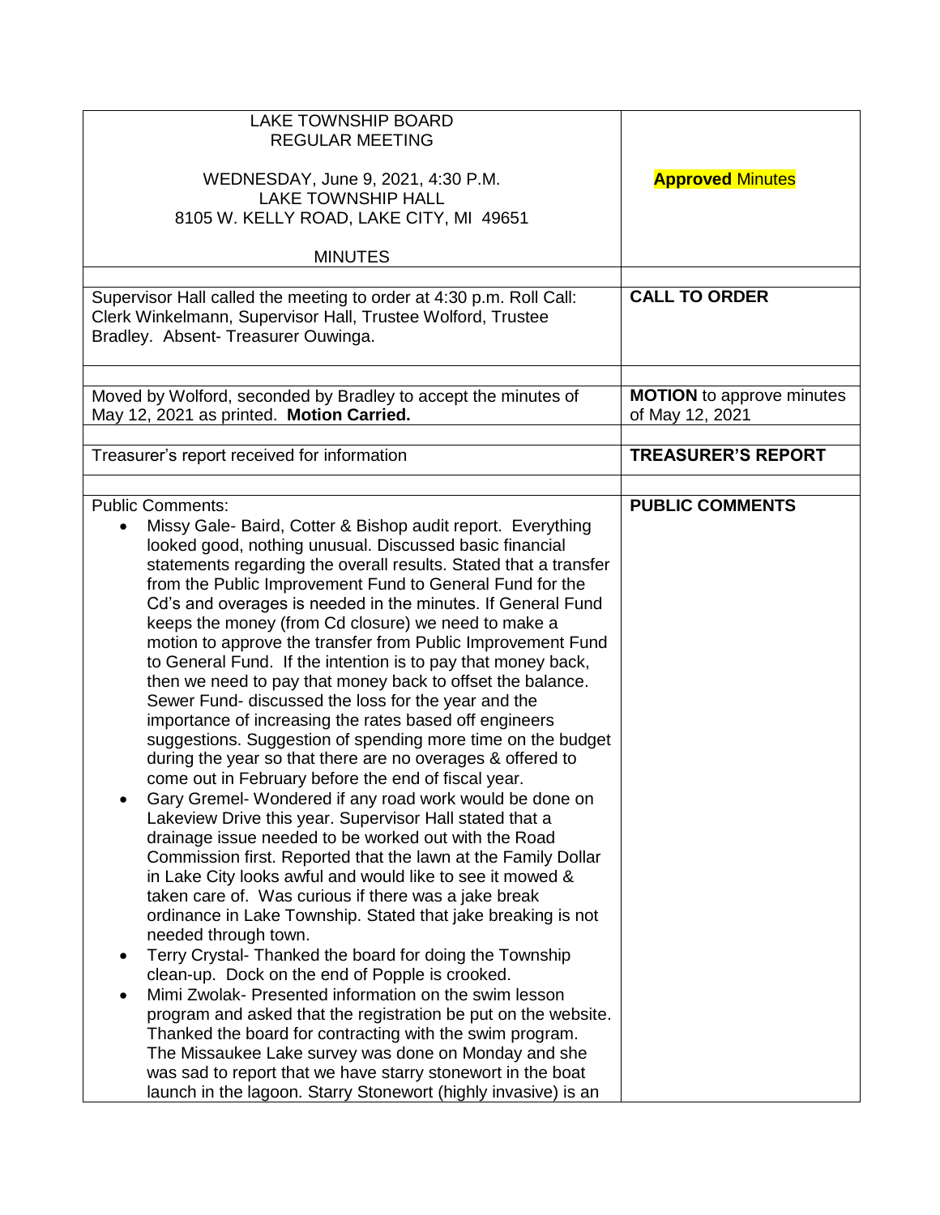| LAKE TOWNSHIP BOARD<br>REGULAR MEETING<br><br>WEDNESDAY, June 9, 2021, 4:30 P.M.<br>LAKE TOWNSHIP HALL<br>8105 W. KELLY ROAD, LAKE CITY, MI 49651<br><br>MINUTES | **Approved** Minutes |
|---|---|
| Supervisor Hall called the meeting to order at 4:30 p.m. Roll Call: Clerk Winkelmann, Supervisor Hall, Trustee Wolford, Trustee Bradley. Absent- Treasurer Ouwinga. | **CALL TO ORDER** |
| Moved by Wolford, seconded by Bradley to accept the minutes of May 12, 2021 as printed. **Motion Carried.** | **MOTION** to approve minutes of May 12, 2021 |
| Treasurer's report received for information | **TREASURER'S REPORT** |
| Public Comments:<br>• Missy Gale- Baird, Cotter & Bishop audit report. Everything looked good, nothing unusual. Discussed basic financial statements regarding the overall results. Stated that a transfer from the Public Improvement Fund to General Fund for the Cd's and overages is needed in the minutes. If General Fund keeps the money (from Cd closure) we need to make a motion to approve the transfer from Public Improvement Fund to General Fund. If the intention is to pay that money back, then we need to pay that money back to offset the balance. Sewer Fund- discussed the loss for the year and the importance of increasing the rates based off engineers suggestions. Suggestion of spending more time on the budget during the year so that there are no overages & offered to come out in February before the end of fiscal year.<br>• Gary Gremel- Wondered if any road work would be done on Lakeview Drive this year. Supervisor Hall stated that a drainage issue needed to be worked out with the Road Commission first. Reported that the lawn at the Family Dollar in Lake City looks awful and would like to see it mowed & taken care of. Was curious if there was a jake break ordinance in Lake Township. Stated that jake breaking is not needed through town.<br>• Terry Crystal- Thanked the board for doing the Township clean-up. Dock on the end of Popple is crooked.<br>• Mimi Zwolak- Presented information on the swim lesson program and asked that the registration be put on the website. Thanked the board for contracting with the swim program. The Missaukee Lake survey was done on Monday and she was sad to report that we have starry stonewort in the boat launch in the lagoon. Starry Stonewort (highly invasive) is an | **PUBLIC COMMENTS** |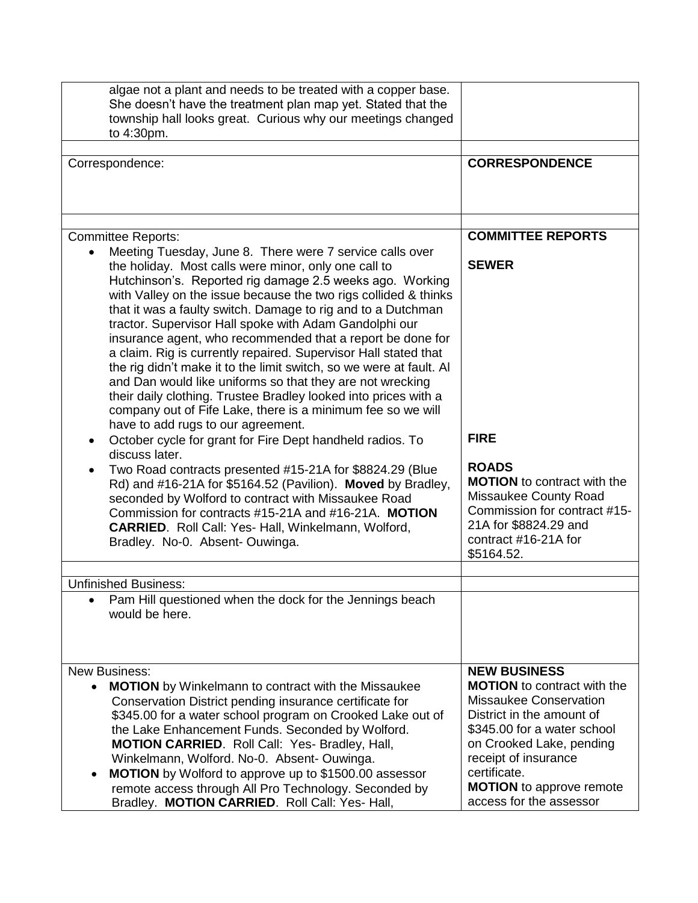| | |
|---|---|
| algae not a plant and needs to be treated with a copper base. She doesn't have the treatment plan map yet. Stated that the township hall looks great. Curious why our meetings changed to 4:30pm. | |
| | |
| Correspondence: | **CORRESPONDENCE** |
| | |
| Committee Reports:<br>• Meeting Tuesday, June 8. There were 7 service calls over the holiday. Most calls were minor, only one call to Hutchinson's. Reported rig damage 2.5 weeks ago. Working with Valley on the issue because the two rigs collided & thinks that it was a faulty switch. Damage to rig and to a Dutchman tractor. Supervisor Hall spoke with Adam Gandolphi our insurance agent, who recommended that a report be done for a claim. Rig is currently repaired. Supervisor Hall stated that the rig didn't make it to the limit switch, so we were at fault. Al and Dan would like uniforms so that they are not wrecking their daily clothing. Trustee Bradley looked into prices with a company out of Fife Lake, there is a minimum fee so we will have to add rugs to our agreement.<br>• October cycle for grant for Fire Dept handheld radios. To discuss later.<br>• Two Road contracts presented #15-21A for $8824.29 (Blue Rd) and #16-21A for $5164.52 (Pavilion). **Moved** by Bradley, seconded by Wolford to contract with Missaukee Road Commission for contracts #15-21A and #16-21A. **MOTION CARRIED**. Roll Call: Yes- Hall, Winkelmann, Wolford, Bradley. No-0. Absent- Ouwinga. | **COMMITTEE REPORTS**<br><br>**SEWER**<br><br>**FIRE**<br><br>**ROADS**<br>**MOTION** to contract with the Missaukee County Road Commission for contract #15-21A for $8824.29 and contract #16-21A for $5164.52. |
| | |
| Unfinished Business: | |
| • Pam Hill questioned when the dock for the Jennings beach would be here. | |
| New Business:<br>• **MOTION** by Winkelmann to contract with the Missaukee Conservation District pending insurance certificate for $345.00 for a water school program on Crooked Lake out of the Lake Enhancement Funds. Seconded by Wolford. **MOTION CARRIED**. Roll Call: Yes- Bradley, Hall, Winkelmann, Wolford. No-0. Absent- Ouwinga.<br>• **MOTION** by Wolford to approve up to $1500.00 assessor remote access through All Pro Technology. Seconded by Bradley. **MOTION CARRIED**. Roll Call: Yes- Hall, | **NEW BUSINESS**<br>**MOTION** to contract with the Missaukee Conservation District in the amount of $345.00 for a water school on Crooked Lake, pending receipt of insurance certificate.<br>**MOTION** to approve remote access for the assessor |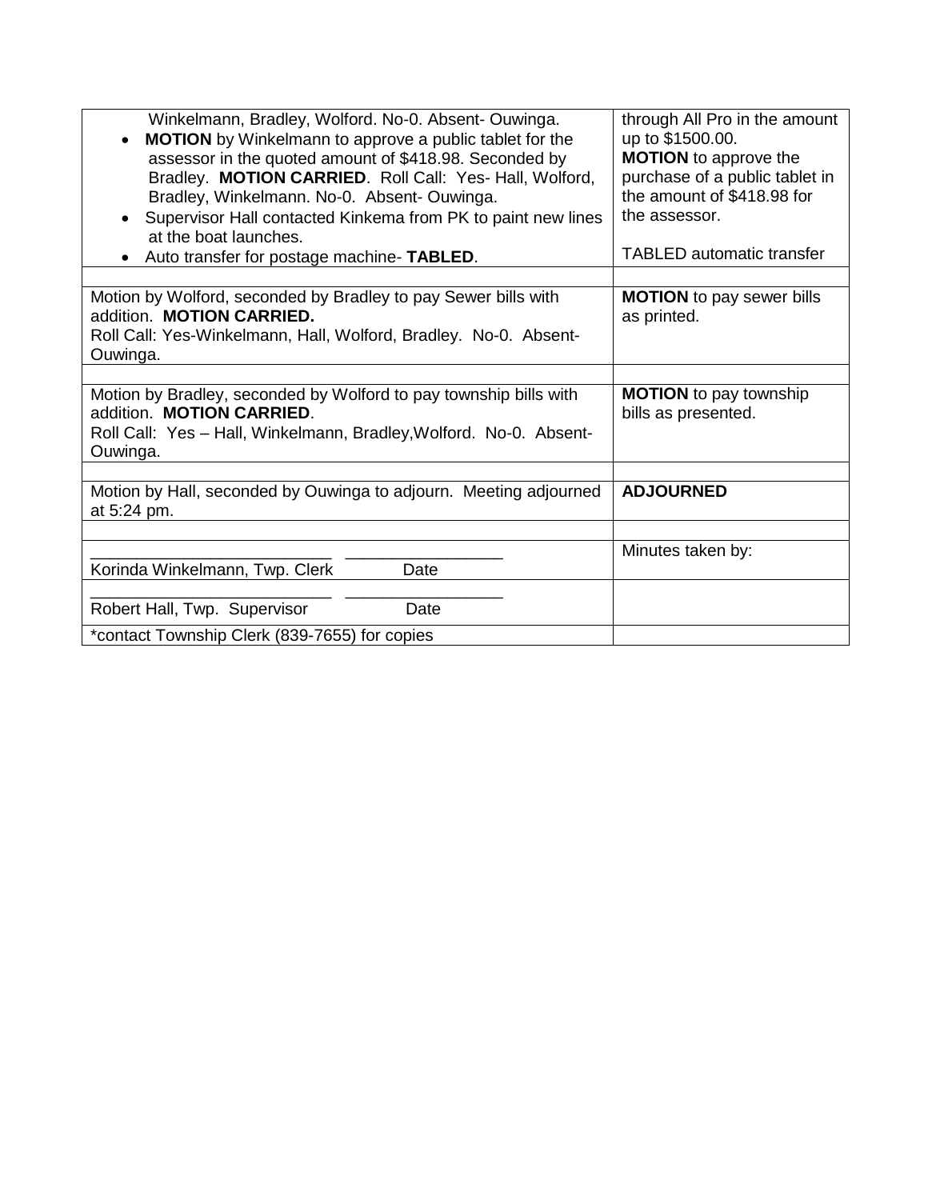| | |
|---|---|
| Winkelmann, Bradley, Wolford. No-0. Absent- Ouwinga.<br>• **MOTION** by Winkelmann to approve a public tablet for the assessor in the quoted amount of $418.98. Seconded by Bradley. **MOTION CARRIED**. Roll Call: Yes- Hall, Wolford, Bradley, Winkelmann. No-0. Absent- Ouwinga.<br>• Supervisor Hall contacted Kinkema from PK to paint new lines at the boat launches.<br>• Auto transfer for postage machine- **TABLED**. | through All Pro in the amount up to $1500.00.<br>**MOTION** to approve the purchase of a public tablet in the amount of $418.98 for the assessor.<br><br>TABLED automatic transfer |
| | |
| Motion by Wolford, seconded by Bradley to pay Sewer bills with addition. **MOTION CARRIED.**<br>Roll Call: Yes-Winkelmann, Hall, Wolford, Bradley. No-0. Absent- Ouwinga. | **MOTION** to pay sewer bills as printed. |
| | |
| Motion by Bradley, seconded by Wolford to pay township bills with addition. **MOTION CARRIED**.<br>Roll Call: Yes – Hall, Winkelmann, Bradley,Wolford. No-0. Absent- Ouwinga. | **MOTION** to pay township bills as presented. |
| | |
| Motion by Hall, seconded by Ouwinga to adjourn. Meeting adjourned at 5:24 pm. | **ADJOURNED** |
| | |
| _________________________ ________________<br>Korinda Winkelmann, Twp. Clerk Date | Minutes taken by: |
| _________________________ ________________<br>Robert Hall, Twp. Supervisor Date | |
| *contact Township Clerk (839-7655) for copies | |